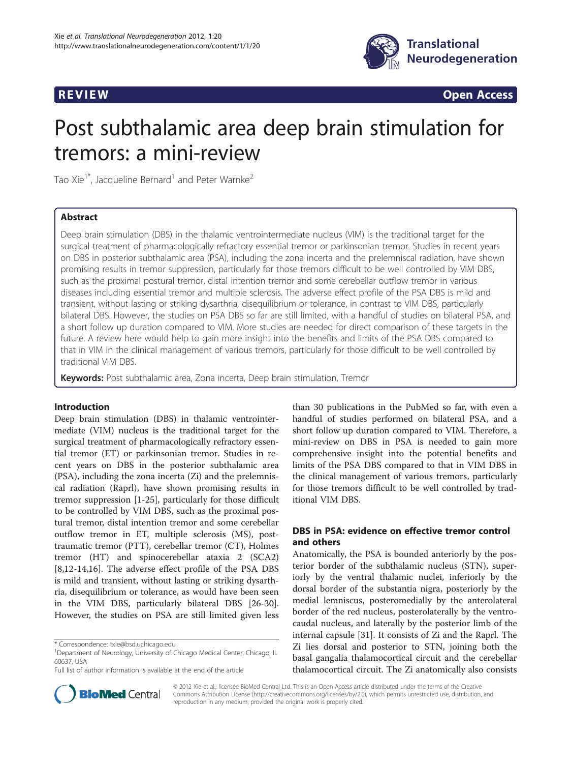REVIEW Open Access

# Post subthalamic area deep brain stimulation for tremors: a mini-review

Tao Xie[1*], Jacqueline Bernard[1] and Peter Warnke[2]

## Abstract

Deep brain stimulation (DBS) in the thalamic ventrointermediate nucleus (VIM) is the traditional target for the surgical treatment of pharmacologically refractory essential tremor or parkinsonian tremor. Studies in recent years on DBS in posterior subthalamic area (PSA), including the zona incerta and the prelemniscal radiation, have shown promising results in tremor suppression, particularly for those tremors difficult to be well controlled by VIM DBS, such as the proximal postural tremor, distal intention tremor and some cerebellar outflow tremor in various diseases including essential tremor and multiple sclerosis. The adverse effect profile of the PSA DBS is mild and transient, without lasting or striking dysarthria, disequilibrium or tolerance, in contrast to VIM DBS, particularly bilateral DBS. However, the studies on PSA DBS so far are still limited, with a handful of studies on bilateral PSA, and a short follow up duration compared to VIM. More studies are needed for direct comparison of these targets in the future. A review here would help to gain more insight into the benefits and limits of the PSA DBS compared to that in VIM in the clinical management of various tremors, particularly for those difficult to be well controlled by traditional VIM DBS.

**Keywords:** Post subthalamic area, Zona incerta, Deep brain stimulation, Tremor

## Introduction

Deep brain stimulation (DBS) in thalamic ventrointermediate (VIM) nucleus is the traditional target for the surgical treatment of pharmacologically refractory essential tremor (ET) or parkinsonian tremor. Studies in recent years on DBS in the posterior subthalamic area (PSA), including the zona incerta (Zi) and the prelemniscal radiation (Raprl), have shown promising results in tremor suppression [1-25], particularly for those difficult to be controlled by VIM DBS, such as the proximal postural tremor, distal intention tremor and some cerebellar outflow tremor in ET, multiple sclerosis (MS), post-traumatic tremor (PTT), cerebellar tremor (CT), Holmes tremor (HT) and spinocerebellar ataxia 2 (SCA2) [8,12-14,16]. The adverse effect profile of the PSA DBS is mild and transient, without lasting or striking dysarthria, disequilibrium or tolerance, as would have been seen in the VIM DBS, particularly bilateral DBS [26-30]. However, the studies on PSA are still limited given less than 30 publications in the PubMed so far, with even a handful of studies performed on bilateral PSA, and a short follow up duration compared to VIM. Therefore, a mini-review on DBS in PSA is needed to gain more comprehensive insight into the potential benefits and limits of the PSA DBS compared to that in VIM DBS in the clinical management of various tremors, particularly for those tremors difficult to be well controlled by traditional VIM DBS.

## DBS in PSA: evidence on effective tremor control and others

Anatomically, the PSA is bounded anteriorly by the posterior border of the subthalamic nucleus (STN), superiorly by the ventral thalamic nuclei, inferiorly by the dorsal border of the substantia nigra, posteriorly by the medial lemniscus, posteromedially by the anterolateral border of the red nucleus, posterolaterally by the ventrocaudal nucleus, and laterally by the posterior limb of the internal capsule [31]. It consists of Zi and the Raprl. The Zi lies dorsal and posterior to STN, joining both the basal gangalia thalamocortical circuit and the cerebellar thalamocortical circuit. The Zi anatomically also consists

* Correspondence: txie@bsd.uchicago.edu
[1]Department of Neurology, University of Chicago Medical Center, Chicago, IL 60637, USA
Full list of author information is available at the end of the article

© 2012 Xie et al.; licensee BioMed Central Ltd. This is an Open Access article distributed under the terms of the Creative Commons Attribution License (http://creativecommons.org/licenses/by/2.0), which permits unrestricted use, distribution, and reproduction in any medium, provided the original work is properly cited.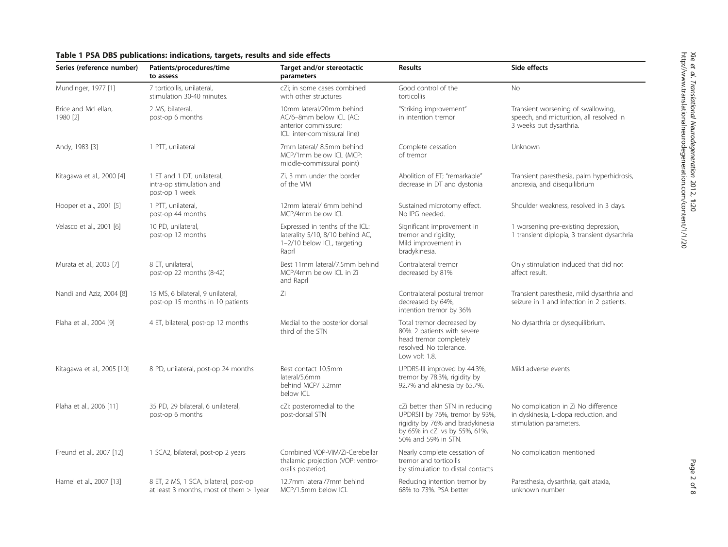**Table 1 PSA DBS publications: indications, targets, results and side effects**

| Series (reference number) | Patients/procedures/time to assess | Target and/or stereotactic parameters | Results | Side effects |
|---|---|---|---|---|
| Mundinger, 1977 [1] | 7 torticollis, unilateral, stimulation 30-40 minutes. | cZi; in some cases combined with other structures | Good control of the torticollis | No |
| Brice and McLellan, 1980 [2] | 2 MS, bilateral, post-op 6 months | 10mm lateral/20mm behind AC/6–8mm below ICL (AC: anterior commissure; ICL: inter-commissural line) | "Striking improvement" in intention tremor | Transient worsening of swallowing, speech, and micturition, all resolved in 3 weeks but dysarthria. |
| Andy, 1983 [3] | 1 PTT, unilateral | 7mm lateral/ 8.5mm behind MCP/1mm below ICL (MCP: middle-commissural point) | Complete cessation of tremor | Unknown |
| Kitagawa et al., 2000 [4] | 1 ET and 1 DT, unilateral, intra-op stimulation and post-op 1 week | Zi, 3 mm under the border of the VIM | Abolition of ET; "remarkable" decrease in DT and dystonia | Transient paresthesia, palm hyperhidrosis, anorexia, and disequilibrium |
| Hooper et al., 2001 [5] | 1 PTT, unilateral, post-op 44 months | 12mm lateral/ 6mm behind MCP/4mm below ICL | Sustained microtomy effect. No IPG needed. | Shoulder weakness, resolved in 3 days. |
| Velasco et al., 2001 [6] | 10 PD, unilateral, post-op 12 months | Expressed in tenths of the ICL: laterality 5/10, 8/10 behind AC, 1–2/10 below ICL, targeting Raprl | Significant improvement in tremor and rigidity; Mild improvement in bradykinesia. | 1 worsening pre-existing depression, 1 transient diplopia, 3 transient dysarthria |
| Murata et al., 2003 [7] | 8 ET, unilateral, post-op 22 months (8-42) | Best 11mm lateral/7.5mm behind MCP/4mm below ICL in Zi and Raprl | Contralateral tremor decreased by 81% | Only stimulation induced that did not affect result. |
| Nandi and Aziz, 2004 [8] | 15 MS, 6 bilateral, 9 unilateral, post-op 15 months in 10 patients | Zi | Contralateral postural tremor decreased by 64%, intention tremor by 36% | Transient paresthesia, mild dysarthria and seizure in 1 and infection in 2 patients. |
| Plaha et al., 2004 [9] | 4 ET, bilateral, post-op 12 months | Medial to the posterior dorsal third of the STN | Total tremor decreased by 80%. 2 patients with severe head tremor completely resolved. No tolerance. Low volt 1.8. | No dysarthria or dysequilibrium. |
| Kitagawa et al., 2005 [10] | 8 PD, unilateral, post-op 24 months | Best contact 10.5mm lateral/5.6mm behind MCP/ 3.2mm below ICL | UPDRS-III improved by 44.3%, tremor by 78.3%, rigidity by 92.7% and akinesia by 65.7%. | Mild adverse events |
| Plaha et al., 2006 [11] | 35 PD, 29 bilateral, 6 unilateral, post-op 6 months | cZi: posteromedial to the post-dorsal STN | cZi better than STN in reducing UPDRSIII by 76%, tremor by 93%, rigidity by 76% and bradykinesia by 65% in cZi vs by 55%, 61%, 50% and 59% in STN. | No complication in Zi No difference in dyskinesia, L-dopa reduction, and stimulation parameters. |
| Freund et al., 2007 [12] | 1 SCA2, bilateral, post-op 2 years | Combined VOP-VIM/Zi-Cerebellar thalamic projection (VOP: ventro-oralis posterior). | Nearly complete cessation of tremor and torticollis by stimulation to distal contacts | No complication mentioned |
| Hamel et al., 2007 [13] | 8 ET, 2 MS, 1 SCA, bilateral, post-op at least 3 months, most of them > 1year | 12.7mm lateral/7mm behind MCP/1.5mm below ICL | Reducing intention tremor by 68% to 73%. PSA better | Paresthesia, dysarthria, gait ataxia, unknown number |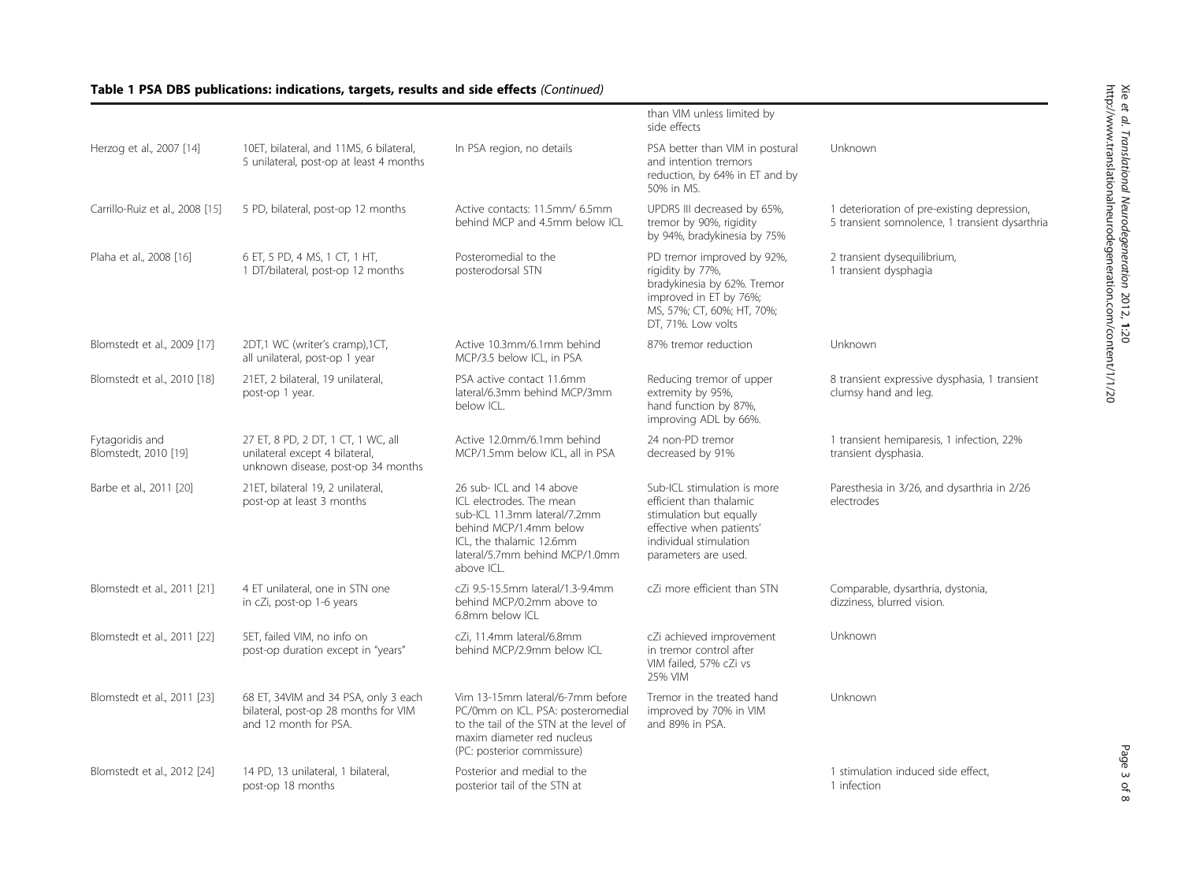**Table 1 PSA DBS publications: indications, targets, results and side effects** *(Continued)*

| | | | | |
|---|---|---|---|---|
| | | | than VIM unless limited by side effects | |
| Herzog et al., 2007 [14] | 10ET, bilateral, and 11MS, 6 bilateral, 5 unilateral, post-op at least 4 months | In PSA region, no details | PSA better than VIM in postural and intention tremors reduction, by 64% in ET and by 50% in MS. | Unknown |
| Carrillo-Ruiz et al., 2008 [15] | 5 PD, bilateral, post-op 12 months | Active contacts: 11.5mm/ 6.5mm behind MCP and 4.5mm below ICL | UPDRS III decreased by 65%, tremor by 90%, rigidity by 94%, bradykinesia by 75% | 1 deterioration of pre-existing depression, 5 transient somnolence, 1 transient dysarthria |
| Plaha et al., 2008 [16] | 6 ET, 5 PD, 4 MS, 1 CT, 1 HT, 1 DT/bilateral, post-op 12 months | Posteromedial to the posterodorsal STN | PD tremor improved by 92%, rigidity by 77%, bradykinesia by 62%. Tremor improved in ET by 76%; MS, 57%; CT, 60%; HT, 70%; DT, 71%. Low volts | 2 transient dysequilibrium, 1 transient dysphagia |
| Blomstedt et al., 2009 [17] | 2DT,1 WC (writer's cramp),1CT, all unilateral, post-op 1 year | Active 10.3mm/6.1mm behind MCP/3.5 below ICL, in PSA | 87% tremor reduction | Unknown |
| Blomstedt et al., 2010 [18] | 21ET, 2 bilateral, 19 unilateral, post-op 1 year. | PSA active contact 11.6mm lateral/6.3mm behind MCP/3mm below ICL. | Reducing tremor of upper extremity by 95%, hand function by 87%, improving ADL by 66%. | 8 transient expressive dysphasia, 1 transient clumsy hand and leg. |
| Fytagoridis and Blomstedt, 2010 [19] | 27 ET, 8 PD, 2 DT, 1 CT, 1 WC, all unilateral except 4 bilateral, unknown disease, post-op 34 months | Active 12.0mm/6.1mm behind MCP/1.5mm below ICL, all in PSA | 24 non-PD tremor decreased by 91% | 1 transient hemiparesis, 1 infection, 22% transient dysphasia. |
| Barbe et al., 2011 [20] | 21ET, bilateral 19, 2 unilateral, post-op at least 3 months | 26 sub- ICL and 14 above ICL electrodes. The mean sub-ICL 11.3mm lateral/7.2mm behind MCP/1.4mm below ICL, the thalamic 12.6mm lateral/5.7mm behind MCP/1.0mm above ICL. | Sub-ICL stimulation is more efficient than thalamic stimulation but equally effective when patients' individual stimulation parameters are used. | Paresthesia in 3/26, and dysarthria in 2/26 electrodes |
| Blomstedt et al., 2011 [21] | 4 ET unilateral, one in STN one in cZi, post-op 1-6 years | cZi 9.5-15.5mm lateral/1.3-9.4mm behind MCP/0.2mm above to 6.8mm below ICL | cZi more efficient than STN | Comparable, dysarthria, dystonia, dizziness, blurred vision. |
| Blomstedt et al., 2011 [22] | 5ET, failed VIM, no info on post-op duration except in "years" | cZi, 11.4mm lateral/6.8mm behind MCP/2.9mm below ICL | cZi achieved improvement in tremor control after VIM failed, 57% cZi vs 25% VIM | Unknown |
| Blomstedt et al., 2011 [23] | 68 ET, 34VIM and 34 PSA, only 3 each bilateral, post-op 28 months for VIM and 12 month for PSA. | Vim 13-15mm lateral/6-7mm before PC/0mm on ICL. PSA: posteromedial to the tail of the STN at the level of maxim diameter red nucleus (PC: posterior commissure) | Tremor in the treated hand improved by 70% in VIM and 89% in PSA. | Unknown |
| Blomstedt et al., 2012 [24] | 14 PD, 13 unilateral, 1 bilateral, post-op 18 months | Posterior and medial to the posterior tail of the STN at | | 1 stimulation induced side effect, 1 infection |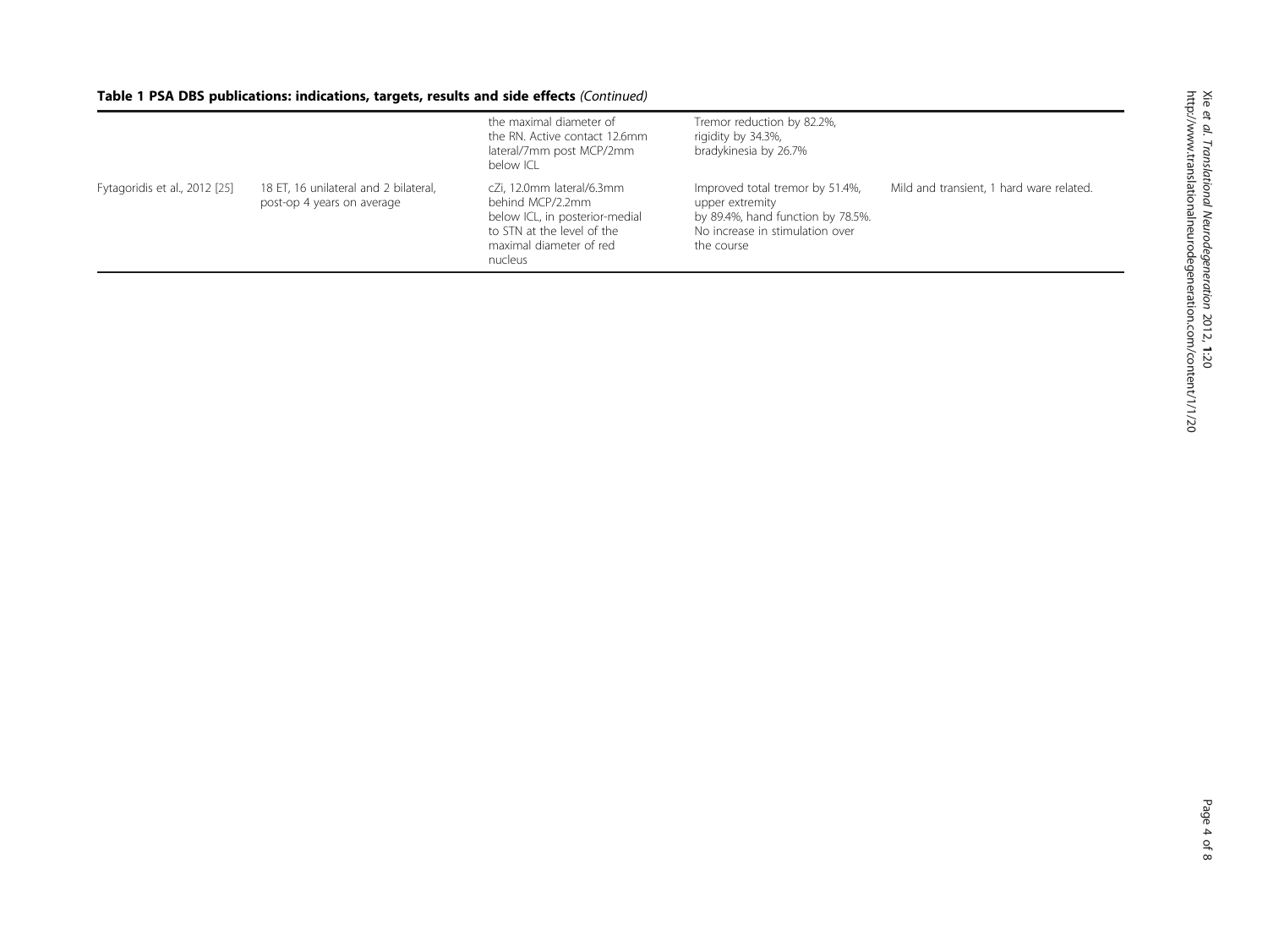**Table 1 PSA DBS publications: indications, targets, results and side effects** *(Continued)*

| | | | | |
|---|---|---|---|---|
| | | the maximal diameter of the RN. Active contact 12.6mm lateral/7mm post MCP/2mm below ICL | Tremor reduction by 82.2%, rigidity by 34.3%, bradykinesia by 26.7% | |
| Fytagoridis et al., 2012 [25] | 18 ET, 16 unilateral and 2 bilateral, post-op 4 years on average | cZi, 12.0mm lateral/6.3mm behind MCP/2.2mm below ICL, in posterior-medial to STN at the level of the maximal diameter of red nucleus | Improved total tremor by 51.4%, upper extremity by 89.4%, hand function by 78.5%. No increase in stimulation over the course | Mild and transient, 1 hard ware related. |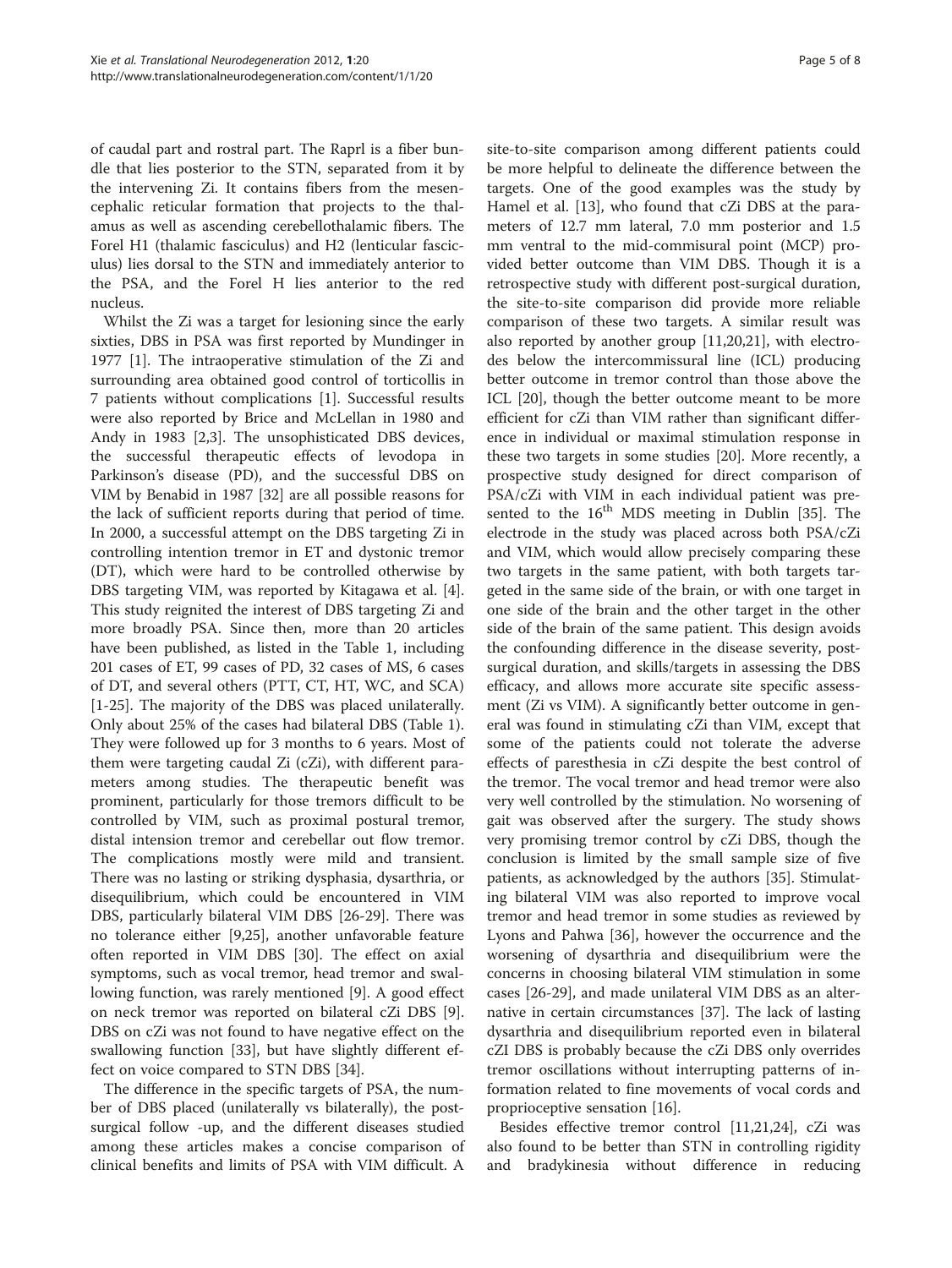of caudal part and rostral part. The Raprl is a fiber bundle that lies posterior to the STN, separated from it by the intervening Zi. It contains fibers from the mesencephalic reticular formation that projects to the thalamus as well as ascending cerebellothalamic fibers. The Forel H1 (thalamic fasciculus) and H2 (lenticular fasciculus) lies dorsal to the STN and immediately anterior to the PSA, and the Forel H lies anterior to the red nucleus.

Whilst the Zi was a target for lesioning since the early sixties, DBS in PSA was first reported by Mundinger in 1977 [1]. The intraoperative stimulation of the Zi and surrounding area obtained good control of torticollis in 7 patients without complications [1]. Successful results were also reported by Brice and McLellan in 1980 and Andy in 1983 [2,3]. The unsophisticated DBS devices, the successful therapeutic effects of levodopa in Parkinson's disease (PD), and the successful DBS on VIM by Benabid in 1987 [32] are all possible reasons for the lack of sufficient reports during that period of time. In 2000, a successful attempt on the DBS targeting Zi in controlling intention tremor in ET and dystonic tremor (DT), which were hard to be controlled otherwise by DBS targeting VIM, was reported by Kitagawa et al. [4]. This study reignited the interest of DBS targeting Zi and more broadly PSA. Since then, more than 20 articles have been published, as listed in the Table 1, including 201 cases of ET, 99 cases of PD, 32 cases of MS, 6 cases of DT, and several others (PTT, CT, HT, WC, and SCA) [1-25]. The majority of the DBS was placed unilaterally. Only about 25% of the cases had bilateral DBS (Table 1). They were followed up for 3 months to 6 years. Most of them were targeting caudal Zi (cZi), with different parameters among studies. The therapeutic benefit was prominent, particularly for those tremors difficult to be controlled by VIM, such as proximal postural tremor, distal intension tremor and cerebellar out flow tremor. The complications mostly were mild and transient. There was no lasting or striking dysphasia, dysarthria, or disequilibrium, which could be encountered in VIM DBS, particularly bilateral VIM DBS [26-29]. There was no tolerance either [9,25], another unfavorable feature often reported in VIM DBS [30]. The effect on axial symptoms, such as vocal tremor, head tremor and swallowing function, was rarely mentioned [9]. A good effect on neck tremor was reported on bilateral cZi DBS [9]. DBS on cZi was not found to have negative effect on the swallowing function [33], but have slightly different effect on voice compared to STN DBS [34].

The difference in the specific targets of PSA, the number of DBS placed (unilaterally vs bilaterally), the post-surgical follow -up, and the different diseases studied among these articles makes a concise comparison of clinical benefits and limits of PSA with VIM difficult. A site-to-site comparison among different patients could be more helpful to delineate the difference between the targets. One of the good examples was the study by Hamel et al. [13], who found that cZi DBS at the parameters of 12.7 mm lateral, 7.0 mm posterior and 1.5 mm ventral to the mid-commisural point (MCP) provided better outcome than VIM DBS. Though it is a retrospective study with different post-surgical duration, the site-to-site comparison did provide more reliable comparison of these two targets. A similar result was also reported by another group [11,20,21], with electrodes below the intercommissural line (ICL) producing better outcome in tremor control than those above the ICL [20], though the better outcome meant to be more efficient for cZi than VIM rather than significant difference in individual or maximal stimulation response in these two targets in some studies [20]. More recently, a prospective study designed for direct comparison of PSA/cZi with VIM in each individual patient was presented to the 16th MDS meeting in Dublin [35]. The electrode in the study was placed across both PSA/cZi and VIM, which would allow precisely comparing these two targets in the same patient, with both targets targeted in the same side of the brain, or with one target in one side of the brain and the other target in the other side of the brain of the same patient. This design avoids the confounding difference in the disease severity, post-surgical duration, and skills/targets in assessing the DBS efficacy, and allows more accurate site specific assessment (Zi vs VIM). A significantly better outcome in general was found in stimulating cZi than VIM, except that some of the patients could not tolerate the adverse effects of paresthesia in cZi despite the best control of the tremor. The vocal tremor and head tremor were also very well controlled by the stimulation. No worsening of gait was observed after the surgery. The study shows very promising tremor control by cZi DBS, though the conclusion is limited by the small sample size of five patients, as acknowledged by the authors [35]. Stimulating bilateral VIM was also reported to improve vocal tremor and head tremor in some studies as reviewed by Lyons and Pahwa [36], however the occurrence and the worsening of dysarthria and disequilibrium were the concerns in choosing bilateral VIM stimulation in some cases [26-29], and made unilateral VIM DBS as an alternative in certain circumstances [37]. The lack of lasting dysarthria and disequilibrium reported even in bilateral cZI DBS is probably because the cZi DBS only overrides tremor oscillations without interrupting patterns of information related to fine movements of vocal cords and proprioceptive sensation [16].

Besides effective tremor control [11,21,24], cZi was also found to be better than STN in controlling rigidity and bradykinesia without difference in reducing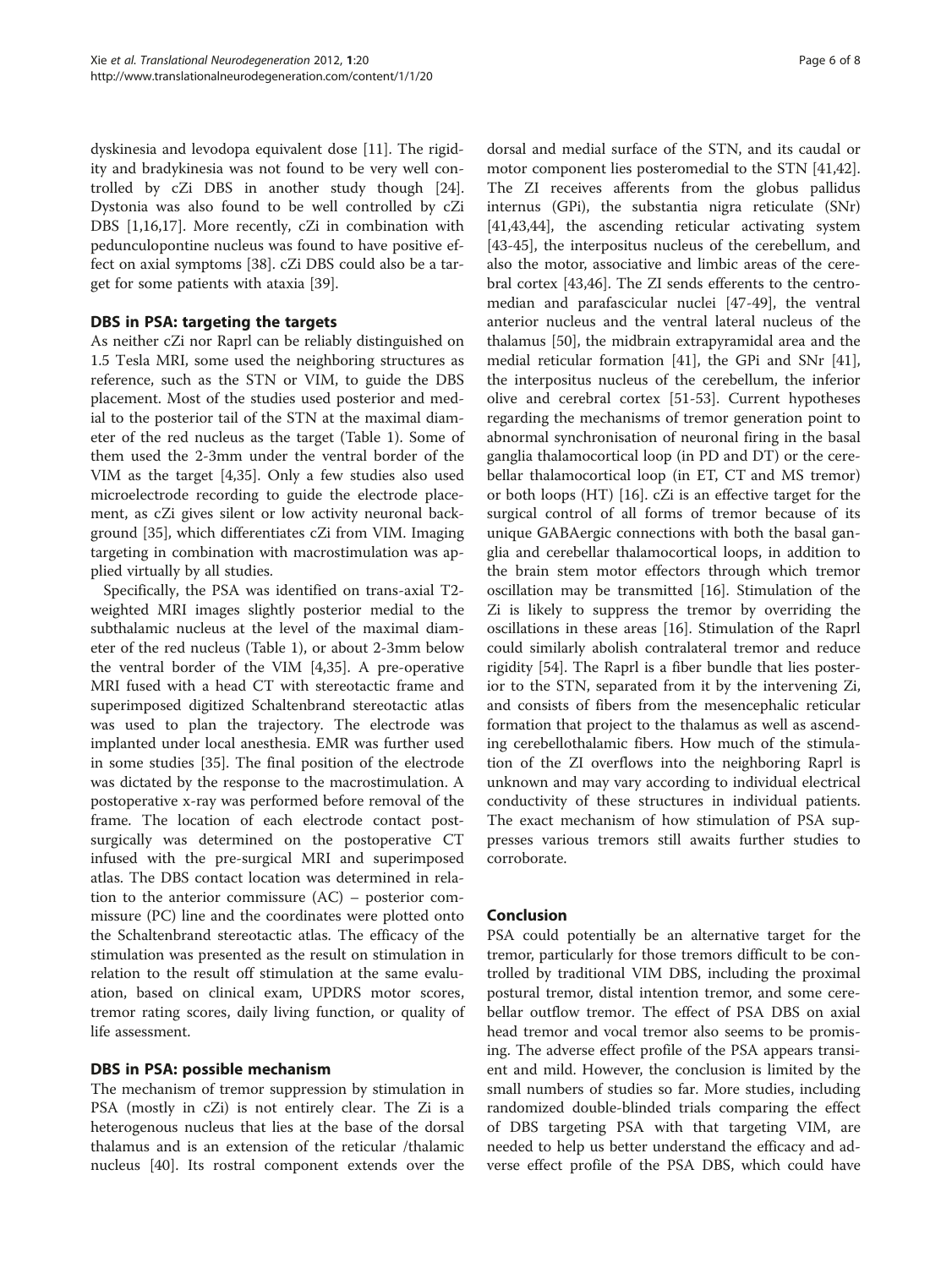dyskinesia and levodopa equivalent dose [11]. The rigidity and bradykinesia was not found to be very well controlled by cZi DBS in another study though [24]. Dystonia was also found to be well controlled by cZi DBS [1,16,17]. More recently, cZi in combination with pedunculopontine nucleus was found to have positive effect on axial symptoms [38]. cZi DBS could also be a target for some patients with ataxia [39].

## DBS in PSA: targeting the targets

As neither cZi nor Raprl can be reliably distinguished on 1.5 Tesla MRI, some used the neighboring structures as reference, such as the STN or VIM, to guide the DBS placement. Most of the studies used posterior and medial to the posterior tail of the STN at the maximal diameter of the red nucleus as the target (Table 1). Some of them used the 2-3mm under the ventral border of the VIM as the target [4,35]. Only a few studies also used microelectrode recording to guide the electrode placement, as cZi gives silent or low activity neuronal background [35], which differentiates cZi from VIM. Imaging targeting in combination with macrostimulation was applied virtually by all studies.

Specifically, the PSA was identified on trans-axial T2-weighted MRI images slightly posterior medial to the subthalamic nucleus at the level of the maximal diameter of the red nucleus (Table 1), or about 2-3mm below the ventral border of the VIM [4,35]. A pre-operative MRI fused with a head CT with stereotactic frame and superimposed digitized Schaltenbrand stereotactic atlas was used to plan the trajectory. The electrode was implanted under local anesthesia. EMR was further used in some studies [35]. The final position of the electrode was dictated by the response to the macrostimulation. A postoperative x-ray was performed before removal of the frame. The location of each electrode contact post-surgically was determined on the postoperative CT infused with the pre-surgical MRI and superimposed atlas. The DBS contact location was determined in relation to the anterior commissure (AC) – posterior commissure (PC) line and the coordinates were plotted onto the Schaltenbrand stereotactic atlas. The efficacy of the stimulation was presented as the result on stimulation in relation to the result off stimulation at the same evaluation, based on clinical exam, UPDRS motor scores, tremor rating scores, daily living function, or quality of life assessment.

## DBS in PSA: possible mechanism

The mechanism of tremor suppression by stimulation in PSA (mostly in cZi) is not entirely clear. The Zi is a heterogenous nucleus that lies at the base of the dorsal thalamus and is an extension of the reticular /thalamic nucleus [40]. Its rostral component extends over the dorsal and medial surface of the STN, and its caudal or motor component lies posteromedial to the STN [41,42]. The ZI receives afferents from the globus pallidus internus (GPi), the substantia nigra reticulate (SNr) [41,43,44], the ascending reticular activating system [43-45], the interpositus nucleus of the cerebellum, and also the motor, associative and limbic areas of the cerebral cortex [43,46]. The ZI sends efferents to the centromedian and parafascicular nuclei [47-49], the ventral anterior nucleus and the ventral lateral nucleus of the thalamus [50], the midbrain extrapyramidal area and the medial reticular formation [41], the GPi and SNr [41], the interpositus nucleus of the cerebellum, the inferior olive and cerebral cortex [51-53]. Current hypotheses regarding the mechanisms of tremor generation point to abnormal synchronisation of neuronal firing in the basal ganglia thalamocortical loop (in PD and DT) or the cerebellar thalamocortical loop (in ET, CT and MS tremor) or both loops (HT) [16]. cZi is an effective target for the surgical control of all forms of tremor because of its unique GABAergic connections with both the basal ganglia and cerebellar thalamocortical loops, in addition to the brain stem motor effectors through which tremor oscillation may be transmitted [16]. Stimulation of the Zi is likely to suppress the tremor by overriding the oscillations in these areas [16]. Stimulation of the Raprl could similarly abolish contralateral tremor and reduce rigidity [54]. The Raprl is a fiber bundle that lies posterior to the STN, separated from it by the intervening Zi, and consists of fibers from the mesencephalic reticular formation that project to the thalamus as well as ascending cerebellothalamic fibers. How much of the stimulation of the ZI overflows into the neighboring Raprl is unknown and may vary according to individual electrical conductivity of these structures in individual patients. The exact mechanism of how stimulation of PSA suppresses various tremors still awaits further studies to corroborate.

## Conclusion

PSA could potentially be an alternative target for the tremor, particularly for those tremors difficult to be controlled by traditional VIM DBS, including the proximal postural tremor, distal intention tremor, and some cerebellar outflow tremor. The effect of PSA DBS on axial head tremor and vocal tremor also seems to be promising. The adverse effect profile of the PSA appears transient and mild. However, the conclusion is limited by the small numbers of studies so far. More studies, including randomized double-blinded trials comparing the effect of DBS targeting PSA with that targeting VIM, are needed to help us better understand the efficacy and adverse effect profile of the PSA DBS, which could have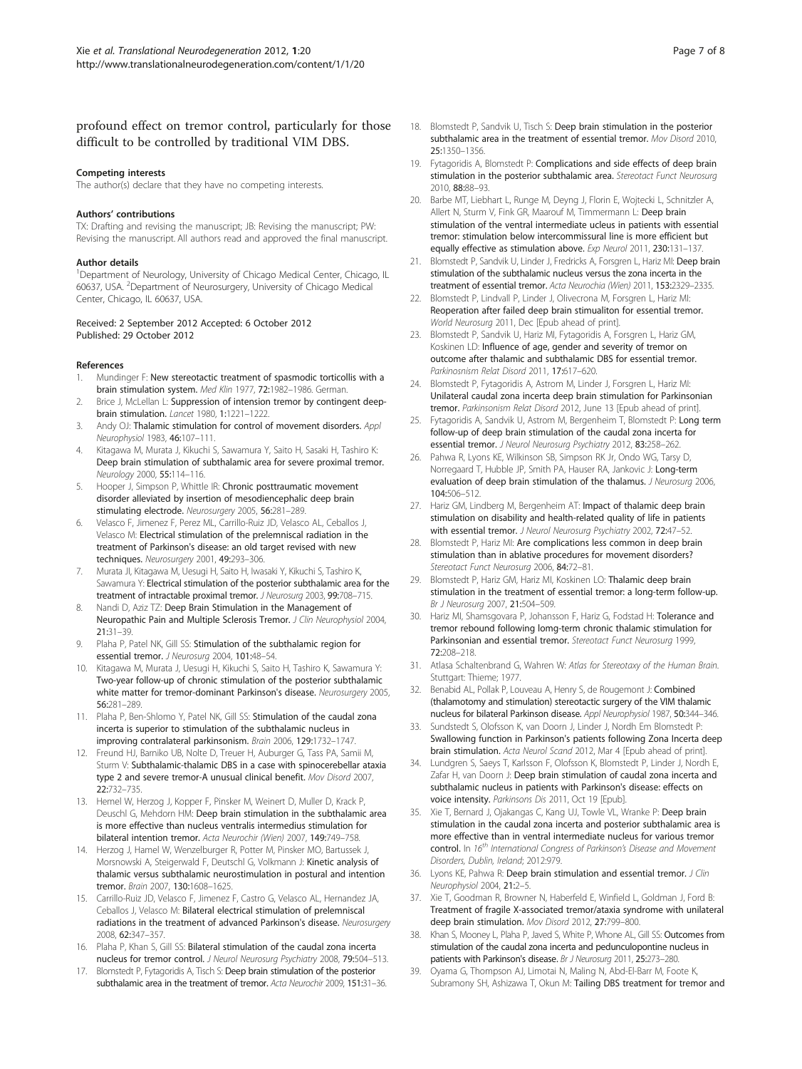profound effect on tremor control, particularly for those difficult to be controlled by traditional VIM DBS.

#### Competing interests

The author(s) declare that they have no competing interests.

#### Authors' contributions

TX: Drafting and revising the manuscript; JB: Revising the manuscript; PW: Revising the manuscript. All authors read and approved the final manuscript.

#### Author details

[1]Department of Neurology, University of Chicago Medical Center, Chicago, IL 60637, USA. [2]Department of Neurosurgery, University of Chicago Medical Center, Chicago, IL 60637, USA.

Received: 2 September 2012 Accepted: 6 October 2012
Published: 29 October 2012

#### References

1. Mundinger F: **New stereotactic treatment of spasmodic torticollis with a brain stimulation system.** *Med Klin* 1977, **72:**1982–1986. German.
2. Brice J, McLellan L: **Suppression of intension tremor by contingent deep-brain stimulation.** *Lancet* 1980, **1:**1221–1222.
3. Andy OJ: **Thalamic stimulation for control of movement disorders.** *Appl Neurophysiol* 1983, **46:**107–111.
4. Kitagawa M, Murata J, Kikuchi S, Sawamura Y, Saito H, Sasaki H, Tashiro K: **Deep brain stimulation of subthalamic area for severe proximal tremor.** *Neurology* 2000, **55:**114–116.
5. Hooper J, Simpson P, Whittle IR: **Chronic posttraumatic movement disorder alleviated by insertion of mesodiencephalic deep brain stimulating electrode.** *Neurosurgery* 2005, **56:**281–289.
6. Velasco F, Jimenez F, Perez ML, Carrillo-Ruiz JD, Velasco AL, Ceballos J, Velasco M: **Electrical stimulation of the prelemniscal radiation in the treatment of Parkinson's disease: an old target revised with new techniques.** *Neurosurgery* 2001, **49:**293–306.
7. Murata JI, Kitagawa M, Uesugi H, Saito H, Iwasaki Y, Kikuchi S, Tashiro K, Sawamura Y: **Electrical stimulation of the posterior subthalamic area for the treatment of intractable proximal tremor.** *J Neurosurg* 2003, **99:**708–715.
8. Nandi D, Aziz TZ: **Deep Brain Stimulation in the Management of Neuropathic Pain and Multiple Sclerosis Tremor.** *J Clin Neurophysiol* 2004, **21:**31–39.
9. Plaha P, Patel NK, Gill SS: **Stimulation of the subthalamic region for essential tremor.** *J Neurosurg* 2004, **101:**48–54.
10. Kitagawa M, Murata J, Uesugi H, Kikuchi S, Saito H, Tashiro K, Sawamura Y: **Two-year follow-up of chronic stimulation of the posterior subthalamic white matter for tremor-dominant Parkinson's disease.** *Neurosurgery* 2005, **56:**281–289.
11. Plaha P, Ben-Shlomo Y, Patel NK, Gill SS: **Stimulation of the caudal zona incerta is superior to stimulation of the subthalamic nucleus in improving contralateral parkinsonism.** *Brain* 2006, **129:**1732–1747.
12. Freund HJ, Barniko UB, Nolte D, Treuer H, Auburger G, Tass PA, Samii M, Sturm V: **Subthalamic-thalamic DBS in a case with spinocerebellar ataxia type 2 and severe tremor-A unusual clinical benefit.** *Mov Disord* 2007, **22:**732–735.
13. Hemel W, Herzog J, Kopper F, Pinsker M, Weinert D, Muller D, Krack P, Deuschl G, Mehdorn HM: **Deep brain stimulation in the subthalamic area is more effective than nucleus ventralis intermedius stimulation for bilateral intention tremor.** *Acta Neurochir (Wien)* 2007, **149:**749–758.
14. Herzog J, Hamel W, Wenzelburger R, Potter M, Pinsker MO, Bartussek J, Morsnowski A, Steigerwald F, Deutschl G, Volkmann J: **Kinetic analysis of thalamic versus subthalamic neurostimulation in postural and intention tremor.** *Brain* 2007, **130:**1608–1625.
15. Carrillo-Ruiz JD, Velasco F, Jimenez F, Castro G, Velasco AL, Hernandez JA, Ceballos J, Velasco M: **Bilateral electrical stimulation of prelemniscal radiations in the treatment of advanced Parkinson's disease.** *Neurosurgery* 2008, **62:**347–357.
16. Plaha P, Khan S, Gill SS: **Bilateral stimulation of the caudal zona incerta nucleus for tremor control.** *J Neurol Neurosurg Psychiatry* 2008, **79:**504–513.
17. Blomstedt P, Fytagoridis A, Tisch S: **Deep brain stimulation of the posterior subthalamic area in the treatment of tremor.** *Acta Neurochir* 2009, **151:**31–36.
18. Blomstedt P, Sandvik U, Tisch S: **Deep brain stimulation in the posterior subthalamic area in the treatment of essential tremor.** *Mov Disord* 2010, **25:**1350–1356.
19. Fytagoridis A, Blomstedt P: **Complications and side effects of deep brain stimulation in the posterior subthalamic area.** *Stereotact Funct Neurosurg* 2010, **88:**88–93.
20. Barbe MT, Liebhart L, Runge M, Deyng J, Florin E, Wojtecki L, Schnitzler A, Allert N, Sturm V, Fink GR, Maarouf M, Timmermann L: **Deep brain stimulation of the ventral intermediate ucleus in patients with essential tremor: stimulation below intercommissural line is more efficient but equally effective as stimulation above.** *Exp Neurol* 2011, **230:**131–137.
21. Blomstedt P, Sandvik U, Linder J, Fredricks A, Forsgren L, Hariz MI: **Deep brain stimulation of the subthalamic nucleus versus the zona incerta in the treatment of essential tremor.** *Acta Neurochia (Wien)* 2011, **153:**2329–2335.
22. Blomstedt P, Lindvall P, Linder J, Olivecrona M, Forsgren L, Hariz MI: **Reoperation after failed deep brain stimualiton for essential tremor.** *World Neurosurg* 2011, Dec [Epub ahead of print].
23. Blomstedt P, Sandvik U, Hariz MI, Fytagoridis A, Forsgren L, Hariz GM, Koskinen LD: **Influence of age, gender and severity of tremor on outcome after thalamic and subthalamic DBS for essential tremor.** *Parkinosnism Relat Disord* 2011, **17:**617–620.
24. Blomstedt P, Fytagoridis A, Astrom M, Linder J, Forsgren L, Hariz MI: **Unilateral caudal zona incerta deep brain stimulation for Parkinsonian tremor.** *Parkinsonism Relat Disord* 2012, June 13 [Epub ahead of print].
25. Fytagoridis A, Sandvik U, Astrom M, Bergenheim T, Blomstedt P: **Long term follow-up of deep brain stimulation of the caudal zona incerta for essential tremor.** *J Neurol Neurosurg Psychiatry* 2012, **83:**258–262.
26. Pahwa R, Lyons KE, Wilkinson SB, Simpson RK Jr, Ondo WG, Tarsy D, Norregaard T, Hubble JP, Smith PA, Hauser RA, Jankovic J: **Long-term evaluation of deep brain stimulation of the thalamus.** *J Neurosurg* 2006, **104:**506–512.
27. Hariz GM, Lindberg M, Bergenheim AT: **Impact of thalamic deep brain stimulation on disability and health-related quality of life in patients with essential tremor.** *J Neurol Neurosurg Psychiatry* 2002, **72:**47–52.
28. Blomstedt P, Hariz MI: **Are complications less common in deep brain stimulation than in ablative procedures for movement disorders?** *Stereotact Funct Neurosurg* 2006, **84:**72–81.
29. Blomstedt P, Hariz GM, Hariz MI, Koskinen LO: **Thalamic deep brain stimulation in the treatment of essential tremor: a long-term follow-up.** *Br J Neurosurg* 2007, **21:**504–509.
30. Hariz MI, Shamsgovara P, Johansson F, Hariz G, Fodstad H: **Tolerance and tremor rebound following lomg-term chronic thalamic stimulation for Parkinsonian and essential tremor.** *Stereotact Funct Neurosurg* 1999, **72:**208–218.
31. Atlasa Schaltenbrand G, Wahren W: *Atlas for Stereotaxy of the Human Brain.* Stuttgart: Thieme; 1977.
32. Benabid AL, Pollak P, Louveau A, Henry S, de Rougemont J: **Combined (thalamotomy and stimulation) stereotactic surgery of the VIM thalamic nucleus for bilateral Parkinson disease.** *Appl Neurophysiol* 1987, **50:**344–346.
33. Sundstedt S, Olofsson K, van Doorn J, Linder J, Nordh Em Blomstedt P: **Swallowing function in Parkinson's patients following Zona Incerta deep brain stimulation.** *Acta Neurol Scand* 2012, Mar 4 [Epub ahead of print].
34. Lundgren S, Saeys T, Karlsson F, Olofsson K, Blomstedt P, Linder J, Nordh E, Zafar H, van Doorn J: **Deep brain stimulation of caudal zona incerta and subthalamic nucleus in patients with Parkinson's disease: effects on voice intensity.** *Parkinsons Dis* 2011, Oct 19 [Epub].
35. Xie T, Bernard J, Ojakangas C, Kang UJ, Towle VL, Wranke P: **Deep brain stimulation in the caudal zona incerta and posterior subthalamic area is more effective than in ventral intermediate nucleus for various tremor control.** In *16th International Congress of Parkinson's Disease and Movement Disorders, Dublin, Ireland*; 2012:979.
36. Lyons KE, Pahwa R: **Deep brain stimulation and essential tremor.** *J Clin Neurophysiol* 2004, **21:**2–5.
37. Xie T, Goodman R, Browner N, Haberfeld E, Winfield L, Goldman J, Ford B: **Treatment of fragile X-associated tremor/ataxia syndrome with unilateral deep brain stimulation.** *Mov Disord* 2012, **27:**799–800.
38. Khan S, Mooney L, Plaha P, Javed S, White P, Whone AL, Gill SS: **Outcomes from stimulation of the caudal zona incerta and pedunculopontine nucleus in patients with Parkinson's disease.** *Br J Neurosurg* 2011, **25:**273–280.
39. Oyama G, Thompson AJ, Limotai N, Maling N, Abd-El-Barr M, Foote K, Subramony SH, Ashizawa T, Okun M: **Tailing DBS treatment for tremor and**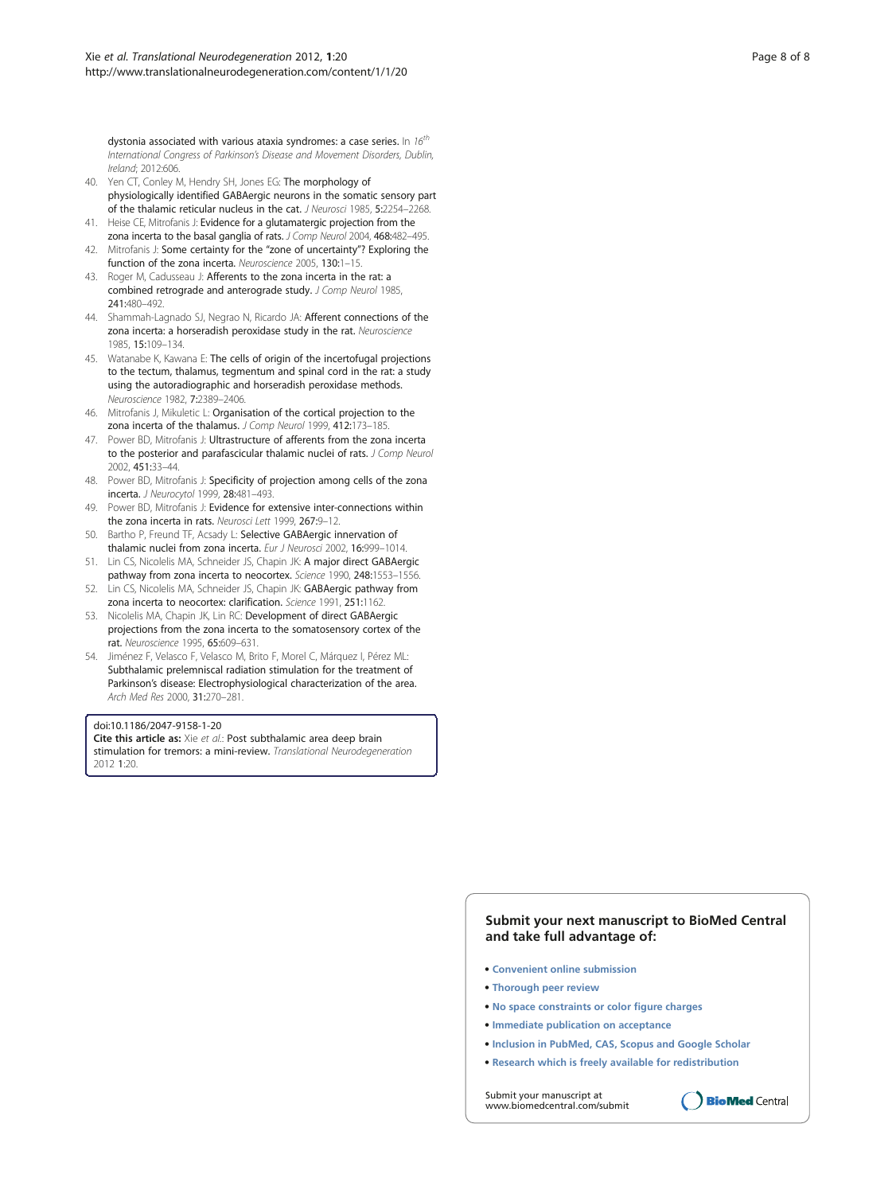dystonia associated with various ataxia syndromes: a case series. In *16th International Congress of Parkinson's Disease and Movement Disorders, Dublin, Ireland*; 2012:606.

40. Yen CT, Conley M, Hendry SH, Jones EG: **The morphology of physiologically identified GABAergic neurons in the somatic sensory part of the thalamic reticular nucleus in the cat.** *J Neurosci* 1985, **5:**2254–2268.
41. Heise CE, Mitrofanis J: **Evidence for a glutamatergic projection from the zona incerta to the basal ganglia of rats.** *J Comp Neurol* 2004, **468:**482–495.
42. Mitrofanis J: **Some certainty for the "zone of uncertainty"? Exploring the function of the zona incerta.** *Neuroscience* 2005, **130:**1–15.
43. Roger M, Cadusseau J: **Afferents to the zona incerta in the rat: a combined retrograde and anterograde study.** *J Comp Neurol* 1985, **241:**480–492.
44. Shammah-Lagnado SJ, Negrao N, Ricardo JA: **Afferent connections of the zona incerta: a horseradish peroxidase study in the rat.** *Neuroscience* 1985, **15:**109–134.
45. Watanabe K, Kawana E: **The cells of origin of the incertofugal projections to the tectum, thalamus, tegmentum and spinal cord in the rat: a study using the autoradiographic and horseradish peroxidase methods.** *Neuroscience* 1982, **7:**2389–2406.
46. Mitrofanis J, Mikuletic L: **Organisation of the cortical projection to the zona incerta of the thalamus.** *J Comp Neurol* 1999, **412:**173–185.
47. Power BD, Mitrofanis J: **Ultrastructure of afferents from the zona incerta to the posterior and parafascicular thalamic nuclei of rats.** *J Comp Neurol* 2002, **451:**33–44.
48. Power BD, Mitrofanis J: **Specificity of projection among cells of the zona incerta.** *J Neurocytol* 1999, **28:**481–493.
49. Power BD, Mitrofanis J: **Evidence for extensive inter-connections within the zona incerta in rats.** *Neurosci Lett* 1999, **267:**9–12.
50. Bartho P, Freund TF, Acsady L: **Selective GABAergic innervation of thalamic nuclei from zona incerta.** *Eur J Neurosci* 2002, **16:**999–1014.
51. Lin CS, Nicolelis MA, Schneider JS, Chapin JK: **A major direct GABAergic pathway from zona incerta to neocortex.** *Science* 1990, **248:**1553–1556.
52. Lin CS, Nicolelis MA, Schneider JS, Chapin JK: **GABAergic pathway from zona incerta to neocortex: clarification.** *Science* 1991, **251:**1162.
53. Nicolelis MA, Chapin JK, Lin RC: **Development of direct GABAergic projections from the zona incerta to the somatosensory cortex of the rat.** *Neuroscience* 1995, **65:**609–631.
54. Jiménez F, Velasco F, Velasco M, Brito F, Morel C, Márquez I, Pérez ML: **Subthalamic prelemniscal radiation stimulation for the treatment of Parkinson's disease: Electrophysiological characterization of the area.** *Arch Med Res* 2000, **31:**270–281.

doi:10.1186/2047-9158-1-20
**Cite this article as:** Xie *et al.*: Post subthalamic area deep brain stimulation for tremors: a mini-review. *Translational Neurodegeneration* 2012 **1**:20.

**Submit your next manuscript to BioMed Central and take full advantage of:**

- **Convenient online submission**
- **Thorough peer review**
- **No space constraints or color figure charges**
- **Immediate publication on acceptance**
- **Inclusion in PubMed, CAS, Scopus and Google Scholar**
- **Research which is freely available for redistribution**

Submit your manuscript at www.biomedcentral.com/submit

BioMed Central